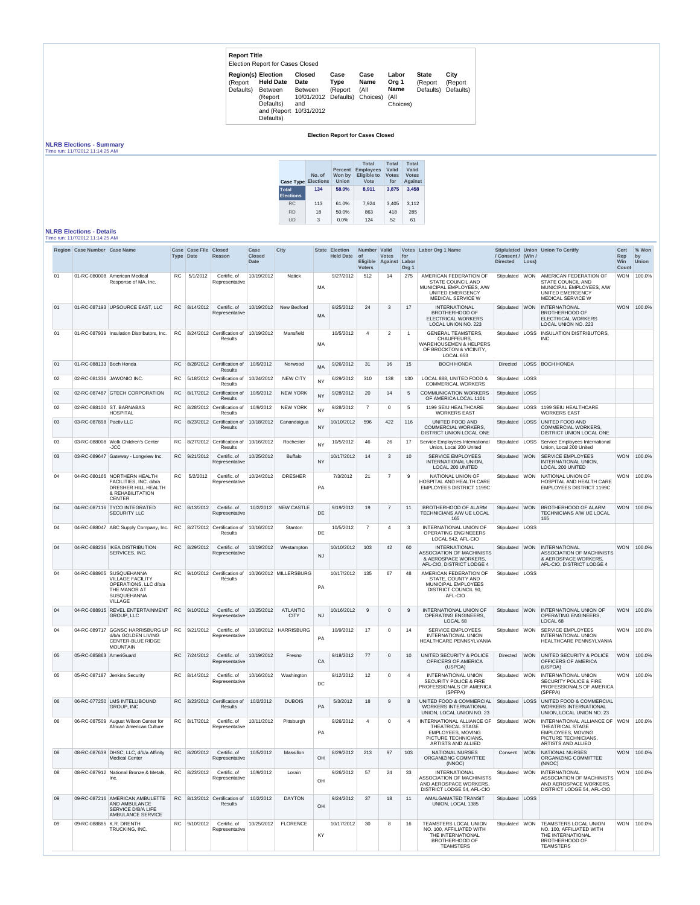**Report Title**

Election Report for Cases Closed

| Region(s) | Election Held Date | Closed Date | Case Type | Case Name | Labor Org 1 Name | State | City |
|---|---|---|---|---|---|---|---|
| (Report Defaults) | Between (Report Defaults) and (Report Defaults) | Between 10/01/2012 and 10/31/2012 | (Report Defaults) | (All Choices) | (All Choices) | (Report Defaults) | (Report Defaults) |

**Election Report for Cases Closed**

## NLRB Elections - Summary

Time run: 11/7/2012 11:14:25 AM

| Case Type | No. of Elections | Percent Won by Union | Total Employees Eligible to Vote | Total Valid Votes for | Total Valid Votes Against |
|---|---|---|---|---|---|
| **Total Elections** | **134** | **58.0%** | **8,911** | **3,875** | **3,458** |
| RC | 113 | 61.0% | 7,924 | 3,405 | 3,112 |
| RD | 18 | 50.0% | 863 | 418 | 285 |
| UD | 3 | 0.0% | 124 | 52 | 61 |

## NLRB Elections - Details

Time run: 11/7/2012 11:14:25 AM

| Region | Case Number | Case Name | Case Type | Case File Date | Closed Reason | Case Closed Date | City | State | Election Held Date | Number of Eligible Voters | Valid Votes Against | Votes for Labor Org 1 | Labor Org 1 Name | Stiplulated / Consent / Directed | Union (Win / Loss) | Union To Certify | Cert Rep Win Count | % Won by Union |
|---|---|---|---|---|---|---|---|---|---|---|---|---|---|---|---|---|---|---|
| 01 | 01-RC-080008 | American Medical Response of MA, Inc. | RC | 5/1/2012 | Certific. of Representative | 10/19/2012 | Natick | MA | 9/27/2012 | 512 | 14 | 275 | AMERICAN FEDERATION OF STATE COUNCIL AND MUNICIPAL EMPLOYEES, A/W UNITED EMERGENCY MEDICAL SERVICE W | Stipulated | WON | AMERICAN FEDERATION OF STATE COUNCIL AND MUNICIPAL EMPLOYEES, A/W UNITED EMERGENCY MEDICAL SERVICE W | WON | 100.0% |
| 01 | 01-RC-087193 | UPSOURCE EAST, LLC | RC | 8/14/2012 | Certific. of Representative | 10/19/2012 | New Bedford | MA | 9/25/2012 | 24 | 3 | 17 | INTERNATIONAL BROTHERHOOD OF ELECTRICAL WORKERS LOCAL UNION NO. 223 | Stipulated | WON | INTERNATIONAL BROTHERHOOD OF ELECTRICAL WORKERS LOCAL UNION NO. 223 | WON | 100.0% |
| 01 | 01-RC-087939 | Insulation Distributors, Inc. | RC | 8/24/2012 | Certification of Results | 10/19/2012 | Mansfield | MA | 10/5/2012 | 4 | 2 | 1 | GENERAL TEAMSTERS, CHAUFFEURS, WAREHOUSEMEN & HELPERS OF BROCKTON & VICINITY, LOCAL 653 | Stipulated | LOSS | INSULATION DISTRIBUTORS, INC. | | |
| 01 | 01-RC-088133 | Boch Honda | RC | 8/28/2012 | Certification of Results | 10/9/2012 | Norwood | MA | 9/26/2012 | 31 | 16 | 15 | BOCH HONDA | Directed | LOSS | BOCH HONDA | | |
| 02 | 02-RC-081336 | JAWONIO INC. | RC | 5/18/2012 | Certification of Results | 10/24/2012 | NEW CITY | NY | 6/29/2012 | 310 | 138 | 130 | LOCAL 888, UNITED FOOD & COMMERICAL WORKERS | Stipulated | LOSS | | | |
| 02 | 02-RC-087487 | GTECH CORPORATION | RC | 8/17/2012 | Certification of Results | 10/9/2012 | NEW YORK | NY | 9/28/2012 | 20 | 14 | 5 | COMMUNICATION WORKERS OF AMERICA LOCAL 1101 | Stipulated | LOSS | | | |
| 02 | 02-RC-088100 | ST. BARNABAS HOSPITAL | RC | 8/28/2012 | Certification of Results | 10/9/2012 | NEW YORK | NY | 9/28/2012 | 7 | 0 | 5 | 1199 SEIU HEALTHCARE WORKERS EAST | Stipulated | LOSS | 1199 SEIU HEALTHCARE WORKERS EAST | | |
| 03 | 03-RC-087898 | Pactiv LLC | RC | 8/23/2012 | Certification of Results | 10/18/2012 | Canandaigua | NY | 10/10/2012 | 596 | 422 | 116 | UNITED FOOD AND COMMERCIAL WORKERS, DISTRICT UNION LOCAL ONE | Stipulated | LOSS | UNITED FOOD AND COMMERCIAL WORKERS, DISTRICT UNION LOCAL ONE | | |
| 03 | 03-RC-088008 | Wolk Children's Center -JCC | RC | 8/27/2012 | Certification of Results | 10/16/2012 | Rochester | NY | 10/5/2012 | 46 | 26 | 17 | Service Employees International Union, Local 200 United | Stipulated | LOSS | Service Employees International Union, Local 200 United | | |
| 03 | 03-RC-089647 | Gateway - Longview Inc. | RC | 9/21/2012 | Certific. of Representative | 10/25/2012 | Buffalo | NY | 10/17/2012 | 14 | 3 | 10 | SERVICE EMPLOYEES INTERNATIONAL UNION, LOCAL 200 UNITED | Stipulated | WON | SERVICE EMPLOYEES INTERNATIONAL UNION, LOCAL 200 UNITED | WON | 100.0% |
| 04 | 04-RC-080166 | NORTHERN HEALTH FACILITIES, INC. d/b/a DRESHER HILL HEALTH & REHABILITATION CENTER | RC | 5/2/2012 | Certific. of Representative | 10/24/2012 | DRESHER | PA | 7/3/2012 | 21 | 7 | 9 | NATIONAL UNION OF HOSPITAL AND HEALTH CARE EMPLOYEES DISTRICT 1199C | Stipulated | WON | NATIONAL UNION OF HOSPITAL AND HEALTH CARE EMPLOYEES DISTRICT 1199C | WON | 100.0% |
| 04 | 04-RC-087116 | TYCO INTEGRATED SECURITY LLC | RC | 8/13/2012 | Certific. of Representative | 10/2/2012 | NEW CASTLE | DE | 9/19/2012 | 19 | 7 | 11 | BROTHERHOOD OF ALARM TECHNICIANS A/W UE LOCAL 165 | Stipulated | WON | BROTHERHOOD OF ALARM TECHNICIANS A/W UE LOCAL 165 | WON | 100.0% |
| 04 | 04-RC-088047 | ABC Supply Company, Inc. | RC | 8/27/2012 | Certification of Results | 10/16/2012 | Stanton | DE | 10/5/2012 | 7 | 4 | 3 | INTERNATIONAL UNION OF OPERATING ENGINEEERS LOCAL 542, AFL-CIO | Stipulated | LOSS | | | |
| 04 | 04-RC-088236 | IKEA DISTRIBUTION SERVICES, INC. | RC | 8/29/2012 | Certific. of Representative | 10/19/2012 | Westampton | NJ | 10/10/2012 | 103 | 42 | 60 | INTERNATIONAL ASSOCIATION OF MACHINISTS & AEROSPACE WORKERS, AFL-CIO, DISTRICT LODGE 4 | Stipulated | WON | INTERNATIONAL ASSOCIATION OF MACHINISTS & AEROSPACE WORKERS, AFL-CIO, DISTRICT LODGE 4 | WON | 100.0% |
| 04 | 04-RC-088905 | SUSQUEHANNA VILLAGE FACILITY OPERATIONS, LLC d/b/a THE MANOR AT SUSQUEHANNA VILLAGE | RC | 9/10/2012 | Certification of Results | 10/26/2012 | MILLERSBURG | PA | 10/17/2012 | 135 | 67 | 48 | AMERICAN FEDERATION OF STATE, COUNTY AND MUNICIPAL EMPLOYEES DISTRICT COUNCIL 90, AFL-CIO | Stipulated | LOSS | | | |
| 04 | 04-RC-088915 | REVEL ENTERTAINMENT GROUP, LLC | RC | 9/10/2012 | Certific. of Representative | 10/25/2012 | ATLANTIC CITY | NJ | 10/16/2012 | 9 | 0 | 9 | INTERNATIONAL UNION OF OPERATING ENGINEERS, LOCAL 68 | Stipulated | WON | INTERNATIONAL UNION OF OPERATING ENGINEERS, LOCAL 68 | WON | 100.0% |
| 04 | 04-RC-089717 | GGNSC HARRISBURG LP d/b/a GOLDEN LIVING CENTER-BLUE RIDGE MOUNTAIN | RC | 9/21/2012 | Certific. of Representative | 10/18/2012 | HARRISBURG | PA | 10/9/2012 | 17 | 0 | 14 | SERVICE EMPLOYEES INTERNATIONAL UNION HEALTHCARE PENNSYLVANIA | Stipulated | WON | SERVICE EMPLOYEES INTERNATIONAL UNION HEALTHCARE PENNSYLVANIA | WON | 100.0% |
| 05 | 05-RC-085863 | AmeriGuard | RC | 7/24/2012 | Certific. of Representative | 10/19/2012 | Fresno | CA | 9/18/2012 | 77 | 0 | 10 | UNITED SECURITY & POLICE OFFICERS OF AMERICA (USPOA) | Directed | WON | UNITED SECURITY & POLICE OFFICERS OF AMERICA (USPOA) | WON | 100.0% |
| 05 | 05-RC-087187 | Jenkins Security | RC | 8/14/2012 | Certific. of Representative | 10/16/2012 | Washington | DC | 9/12/2012 | 12 | 0 | 4 | INTERNATIONAL UNION SECURITY POLICE & FIRE PROFESSIONALS OF AMERICA (SPFPA) | Stipulated | WON | INTERNATIONAL UNION SECURITY POLICE & FIRE PROFESSIONALS OF AMERICA (SPFPA) | WON | 100.0% |
| 06 | 06-RC-077250 | LMS INTELLIBOUND GROUP, INC. | RC | 3/23/2012 | Certification of Results | 10/2/2012 | DUBOIS | PA | 5/3/2012 | 18 | 9 | 8 | UNITED FOOD & COMMERCIAL WORKERS INTERNATIONAL UNION, LOCAL UNION NO. 23 | Stipulated | LOSS | UNITED FOOD & COMMERCIAL WORKERS INTERNATIONAL UNION, LOCAL UNION NO. 23 | | |
| 06 | 06-RC-087509 | August Wilson Center for African American Culture | RC | 8/17/2012 | Certific. of Representative | 10/11/2012 | Pittsburgh | PA | 9/26/2012 | 4 | 0 | 4 | INTERNATIONAL ALLIANCE OF THEATRICAL STAGE EMPLOYEES, MOVING PICTURE TECHNICIANS, ARTISTS AND ALLIED | Stipulated | WON | INTERNATIONAL ALLIANCE OF THEATRICAL STAGE EMPLOYEES, MOVING PICTURE TECHNICIANS, ARTISTS AND ALLIED | WON | 100.0% |
| 08 | 08-RC-087639 | DHSC, LLC, d/b/a Affinity Medical Center | RC | 8/20/2012 | Certific. of Representative | 10/5/2012 | Massillon | OH | 8/29/2012 | 213 | 97 | 103 | NATIONAL NURSES ORGANIZING COMMITTEE (NNOC) | Consent | WON | NATIONAL NURSES ORGANIZING COMMITTEE (NNOC) | WON | 100.0% |
| 08 | 08-RC-087912 | National Bronze & Metals, Inc. | RC | 8/23/2012 | Certific. of Representative | 10/9/2012 | Lorain | OH | 9/26/2012 | 57 | 24 | 33 | INTERNATIONAL ASSOCIATION OF MACHINISTS AND AEROSPACE WORKERS, DISTRICT LODGE 54, AFL-CIO | Stipulated | WON | INTERNATIONAL ASSOCIATION OF MACHINISTS AND AEROSPACE WORKERS, DISTRICT LODGE 54, AFL-CIO | WON | 100.0% |
| 09 | 09-RC-087216 | AMERICAN AMBULETTE AND AMBULANCE SERVICE D/B/A LIFE AMBULANCE SERVICE | RC | 8/13/2012 | Certification of Results | 10/2/2012 | DAYTON | OH | 9/24/2012 | 37 | 18 | 11 | AMALGAMATED TRANSIT UNION, LOCAL 1385 | Stipulated | LOSS | | | |
| 09 | 09-RC-088885 | K.R. DRENTH TRUCKING, INC. | RC | 9/10/2012 | Certific. of Representative | 10/25/2012 | FLORENCE | KY | 10/17/2012 | 30 | 8 | 16 | TEAMSTERS LOCAL UNION NO. 100, AFFILIATED WITH THE INTERNATIONAL BROTHERHOOD OF TEAMSTERS | Stipulated | WON | TEAMSTERS LOCAL UNION NO. 100, AFFILIATED WITH THE INTERNATIONAL BROTHERHOOD OF TEAMSTERS | WON | 100.0% |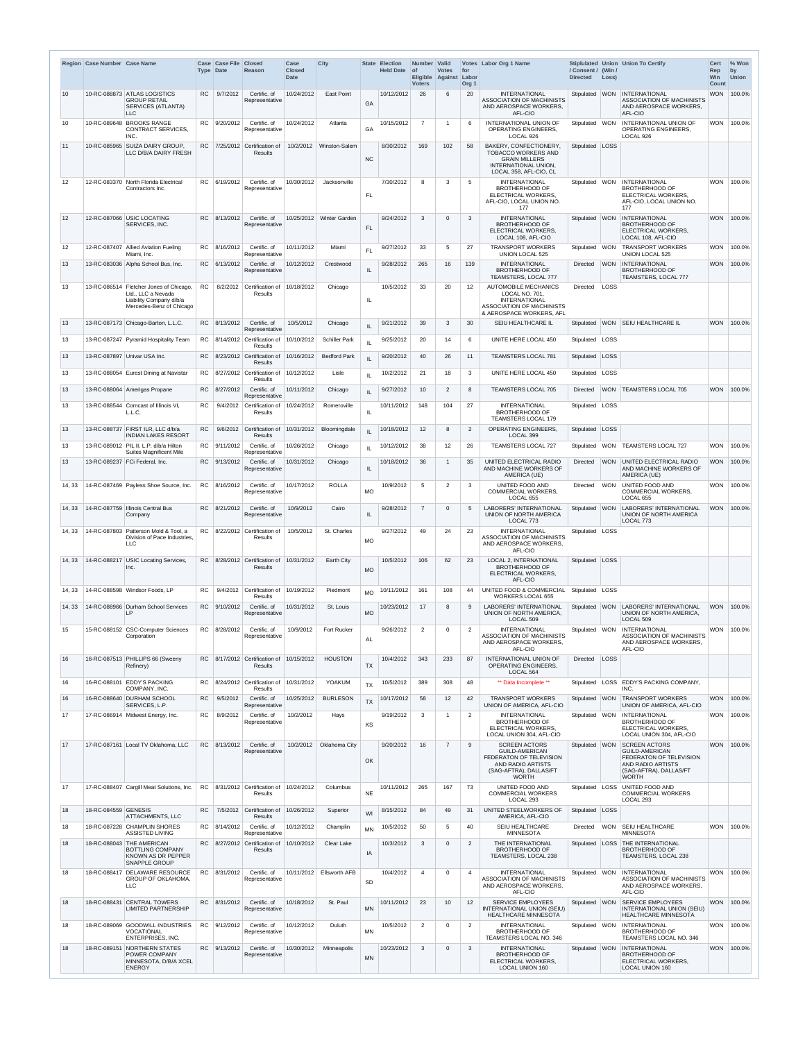| Region | Case Number | Case Name | Case Type | Case File Date | Closed Reason | Case Closed Date | City | State | Election Held Date | Number of Eligible Voters | Valid Votes Against | Votes for Labor Org 1 | Labor Org 1 Name | Stiplulated / Consent / Directed | Union (Win / Loss) | Union To Certify | Cert Rep Win Count | % Won by Union |
|---|---|---|---|---|---|---|---|---|---|---|---|---|---|---|---|---|---|---|
| 10 | 10-RC-088873 | ATLAS LOGISTICS GROUP RETAIL SERVICES (ATLANTA) LLC | RC | 9/7/2012 | Certific. of Representative | 10/24/2012 | East Point | GA | 10/12/2012 | 26 | 6 | 20 | INTERNATIONAL ASSOCIATION OF MACHINISTS AND AEROSPACE WORKERS, AFL-CIO | Stipulated | WON | INTERNATIONAL ASSOCIATION OF MACHINISTS AND AEROSPACE WORKERS, AFL-CIO | WON | 100.0% |
| 10 | 10-RC-089648 | BROOKS RANGE CONTRACT SERVICES, INC. | RC | 9/20/2012 | Certific. of Representative | 10/24/2012 | Atlanta | GA | 10/15/2012 | 7 | 1 | 6 | INTERNATIONAL UNION OF OPERATING ENGINEERS, LOCAL 926 | Stipulated | WON | INTERNATIONAL UNION OF OPERATING ENGINEERS, LOCAL 926 | WON | 100.0% |
| 11 | 10-RC-085965 | SUIZA DAIRY GROUP, LLC D/B/A DAIRY FRESH | RC | 7/25/2012 | Certification of Results | 10/2/2012 | Winston-Salem | NC | 8/30/2012 | 169 | 102 | 58 | BAKERY, CONFECTIONERY, TOBACCO WORKERS AND GRAIN MILLERS INTERNATIONAL UNION, LOCAL 358, AFL-CIO, CL | Stipulated | LOSS | | | |
| 12 | 12-RC-083370 | North Florida Electrical Contractors Inc. | RC | 6/19/2012 | Certific. of Representative | 10/30/2012 | Jacksonville | FL | 7/30/2012 | 8 | 3 | 5 | INTERNATIONAL BROTHERHOOD OF ELECTRICAL WORKERS, AFL-CIO, LOCAL UNION NO. 177 | Stipulated | WON | INTERNATIONAL BROTHERHOOD OF ELECTRICAL WORKERS, AFL-CIO, LOCAL UNION NO. 177 | WON | 100.0% |
| 12 | 12-RC-087066 | USIC LOCATING SERVICES, INC. | RC | 8/13/2012 | Certific. of Representative | 10/25/2012 | Winter Garden | FL | 9/24/2012 | 3 | 0 | 3 | INTERNATIONAL BROTHERHOOD OF ELECTRICAL WORKERS, LOCAL 108, AFL-CIO | Stipulated | WON | INTERNATIONAL BROTHERHOOD OF ELECTRICAL WORKERS, LOCAL 108, AFL-CIO | WON | 100.0% |
| 12 | 12-RC-087407 | Allied Aviation Fueling Miami, Inc. | RC | 8/16/2012 | Certific. of Representative | 10/11/2012 | Miami | FL | 9/27/2012 | 33 | 5 | 27 | TRANSPORT WORKERS UNION LOCAL 525 | Stipulated | WON | TRANSPORT WORKERS UNION LOCAL 525 | WON | 100.0% |
| 13 | 13-RC-083036 | Alpha School Bus, Inc. | RC | 6/13/2012 | Certific. of Representative | 10/12/2012 | Crestwood | IL | 9/28/2012 | 265 | 16 | 139 | INTERNATIONAL BROTHERHOOD OF TEAMSTERS, LOCAL 777 | Directed | WON | INTERNATIONAL BROTHERHOOD OF TEAMSTERS, LOCAL 777 | WON | 100.0% |
| 13 | 13-RC-086514 | Fletcher Jones of Chicago, Ltd., LLC a Nevada Liability Company d/b/a Mercedes-Benz of Chicago | RC | 8/2/2012 | Certification of Results | 10/18/2012 | Chicago | IL | 10/5/2012 | 33 | 20 | 12 | AUTOMOBILE MECHANICS LOCAL NO. 701, INTERNATIONAL ASSOCIATION OF MACHINISTS & AEROSPACE WORKERS, AFL | Directed | LOSS | | | |
| 13 | 13-RC-087173 | Chicago-Barton, L.L.C. | RC | 8/13/2012 | Certific. of Representative | 10/5/2012 | Chicago | IL | 9/21/2012 | 39 | 3 | 30 | SEIU HEALTHCARE IL | Stipulated | WON | SEIU HEALTHCARE IL | WON | 100.0% |
| 13 | 13-RC-087247 | Pyramid Hospitality Team | RC | 8/14/2012 | Certification of Results | 10/10/2012 | Schiller Park | IL | 9/25/2012 | 20 | 14 | 6 | UNITE HERE LOCAL 450 | Stipulated | LOSS | | | |
| 13 | 13-RC-087897 | Univar USA Inc. | RC | 8/23/2012 | Certification of Results | 10/16/2012 | Bedford Park | IL | 9/20/2012 | 40 | 26 | 11 | TEAMSTERS LOCAL 781 | Stipulated | LOSS | | | |
| 13 | 13-RC-088054 | Eurest Dining at Navistar | RC | 8/27/2012 | Certification of Results | 10/12/2012 | Lisle | IL | 10/2/2012 | 21 | 18 | 3 | UNITE HERE LOCAL 450 | Stipulated | LOSS | | | |
| 13 | 13-RC-088064 | Amerigas Propane | RC | 8/27/2012 | Certific. of Representative | 10/11/2012 | Chicago | IL | 9/27/2012 | 10 | 2 | 8 | TEAMSTERS LOCAL 705 | Directed | WON | TEAMSTERS LOCAL 705 | WON | 100.0% |
| 13 | 13-RC-088544 | Comcast of Illinois VI, L.L.C. | RC | 9/4/2012 | Certification of Results | 10/24/2012 | Romeroville | IL | 10/11/2012 | 148 | 104 | 27 | INTERNATIONAL BROTHERHOOD OF TEAMSTERS LOCAL 179 | Stipulated | LOSS | | | |
| 13 | 13-RC-088737 | FIRST ILR, LLC d/b/a INDIAN LAKES RESORT | RC | 9/6/2012 | Certification of Results | 10/31/2012 | Bloomingdale | IL | 10/18/2012 | 12 | 8 | 2 | OPERATING ENGINEERS, LOCAL 399 | Stipulated | LOSS | | | |
| 13 | 13-RC-089012 | PIL II, L.P. d/b/a Hilton Suites Magnificent Mile | RC | 9/11/2012 | Certific. of Representative | 10/26/2012 | Chicago | IL | 10/12/2012 | 38 | 12 | 26 | TEAMSTERS LOCAL 727 | Stipulated | WON | TEAMSTERS LOCAL 727 | WON | 100.0% |
| 13 | 13-RC-089237 | FCi Federal, Inc. | RC | 9/13/2012 | Certific. of Representative | 10/31/2012 | Chicago | IL | 10/18/2012 | 36 | 1 | 35 | UNITED ELECTRICAL RADIO AND MACHINE WORKERS OF AMERICA (UE) | Directed | WON | UNITED ELECTRICAL RADIO AND MACHINE WORKERS OF AMERICA (UE) | WON | 100.0% |
| 14, 33 | 14-RC-087469 | Payless Shoe Source, Inc. | RC | 8/16/2012 | Certific. of Representative | 10/17/2012 | ROLLA | MO | 10/9/2012 | 5 | 2 | 3 | UNITED FOOD AND COMMERCIAL WORKERS, LOCAL 655 | Directed | WON | UNITED FOOD AND COMMERCIAL WORKERS, LOCAL 655 | WON | 100.0% |
| 14, 33 | 14-RC-087759 | Illinois Central Bus Company | RC | 8/21/2012 | Certific. of Representative | 10/9/2012 | Cairo | IL | 9/28/2012 | 7 | 0 | 5 | LABORERS' INTERNATIONAL UNION OF NORTH AMERICA LOCAL 773 | Stipulated | WON | LABORERS' INTERNATIONAL UNION OF NORTH AMERICA LOCAL 773 | WON | 100.0% |
| 14, 33 | 14-RC-087803 | Patterson Mold & Tool, a Division of Pace Industries, LLC | RC | 8/22/2012 | Certification of Results | 10/5/2012 | St. Charles | MO | 9/27/2012 | 49 | 24 | 23 | INTERNATIONAL ASSOCIATION OF MACHINISTS AND AEROSPACE WORKERS, AFL-CIO | Stipulated | LOSS | | | |
| 14, 33 | 14-RC-088217 | USIC Locating Services, Inc. | RC | 8/28/2012 | Certification of Results | 10/31/2012 | Earth City | MO | 10/5/2012 | 106 | 62 | 23 | LOCAL 2, INTERNATIONAL BROTHERHOOD OF ELECTRICAL WORKERS, AFL-CIO | Stipulated | LOSS | | | |
| 14, 33 | 14-RC-088598 | Windsor Foods, LP | RC | 9/4/2012 | Certification of Results | 10/19/2012 | Piedmont | MO | 10/11/2012 | 161 | 108 | 44 | UNITED FOOD & COMMERCIAL WORKERS LOCAL 655 | Stipulated | LOSS | | | |
| 14, 33 | 14-RC-088966 | Durham School Services LP | RC | 9/10/2012 | Certific. of Representative | 10/31/2012 | St. Louis | MO | 10/23/2012 | 17 | 8 | 9 | LABORERS' INTERNATIONAL UNION OF NORTH AMERICA, LOCAL 509 | Stipulated | WON | LABORERS' INTERNATIONAL UNION OF NORTH AMERICA, LOCAL 509 | WON | 100.0% |
| 15 | 15-RC-088152 | CSC-Computer Sciences Corporation | RC | 8/28/2012 | Certific. of Representative | 10/9/2012 | Fort Rucker | AL | 9/26/2012 | 2 | 0 | 2 | INTERNATIONAL ASSOCIATION OF MACHINISTS AND AEROSPACE WORKERS, AFL-CIO | Stipulated | WON | INTERNATIONAL ASSOCIATION OF MACHINISTS AND AEROSPACE WORKERS, AFL-CIO | WON | 100.0% |
| 16 | 16-RC-087513 | PHILLIPS 66 (Sweeny Refinery) | RC | 8/17/2012 | Certification of Results | 10/15/2012 | HOUSTON | TX | 10/4/2012 | 343 | 233 | 87 | INTERNATIONAL UNION OF OPERATING ENGINEERS, LOCAL 564 | Directed | LOSS | | | |
| 16 | 16-RC-088101 | EDDY'S PACKING COMPANY, INC. | RC | 8/24/2012 | Certification of Results | 10/31/2012 | YOAKUM | TX | 10/5/2012 | 389 | 308 | 48 | ** Data Incomplete ** | Stipulated | LOSS | EDDY'S PACKING COMPANY, INC. | | |
| 16 | 16-RC-088640 | DURHAM SCHOOL SERVICES, L.P. | RC | 9/5/2012 | Certific. of Representative | 10/25/2012 | BURLESON | TX | 10/17/2012 | 58 | 12 | 42 | TRANSPORT WORKERS UNION OF AMERICA, AFL-CIO | Stipulated | WON | TRANSPORT WORKERS UNION OF AMERICA, AFL-CIO | WON | 100.0% |
| 17 | 17-RC-086914 | Midwest Energy, Inc. | RC | 8/9/2012 | Certific. of Representative | 10/2/2012 | Hays | KS | 9/19/2012 | 3 | 1 | 2 | INTERNATIONAL BROTHERHOOD OF ELECTRICAL WORKERS, LOCAL UNION 304, AFL-CIO | Stipulated | WON | INTERNATIONAL BROTHERHOOD OF ELECTRICAL WORKERS, LOCAL UNION 304, AFL-CIO | WON | 100.0% |
| 17 | 17-RC-087161 | Local TV Oklahoma, LLC | RC | 8/13/2012 | Certific. of Representative | 10/2/2012 | Oklahoma City | OK | 9/20/2012 | 16 | 7 | 9 | SCREEN ACTORS GUILD-AMERICAN FEDERATON OF TELEVISION AND RADIO ARTISTS (SAG-AFTRA), DALLAS/FT WORTH | Stipulated | WON | SCREEN ACTORS GUILD-AMERICAN FEDERATON OF TELEVISION AND RADIO ARTISTS (SAG-AFTRA), DALLAS/FT WORTH | WON | 100.0% |
| 17 | 17-RC-088407 | Cargill Meat Solutions, Inc. | RC | 8/31/2012 | Certification of Results | 10/24/2012 | Columbus | NE | 10/11/2012 | 265 | 167 | 73 | UNITED FOOD AND COMMERCIAL WORKERS LOCAL 293 | Stipulated | LOSS | UNITED FOOD AND COMMERCIAL WORKERS LOCAL 293 | | |
| 18 | 18-RC-084559 | GENESIS ATTACHMENTS, LLC | RC | 7/5/2012 | Certification of Results | 10/26/2012 | Superior | WI | 8/15/2012 | 84 | 49 | 31 | UNITED STEELWORKERS OF AMERICA, AFL-CIO | Stipulated | LOSS | | | |
| 18 | 18-RC-087228 | CHAMPLIN SHORES ASSISTED LIVING | RC | 8/14/2012 | Certific. of Representative | 10/12/2012 | Champlin | MN | 10/5/2012 | 50 | 5 | 40 | SEIU HEALTHCARE MINNESOTA | Directed | WON | SEIU HEALTHCARE MINNESOTA | WON | 100.0% |
| 18 | 18-RC-088043 | THE AMERICAN BOTTLING COMPANY KNOWN AS DR PEPPER SNAPPLE GROUP | RC | 8/27/2012 | Certification of Results | 10/10/2012 | Clear Lake | IA | 10/3/2012 | 3 | 0 | 2 | THE INTERNATIONAL BROTHERHOOD OF TEAMSTERS, LOCAL 238 | Stipulated | LOSS | THE INTERNATIONAL BROTHERHOOD OF TEAMSTERS, LOCAL 238 | | |
| 18 | 18-RC-088417 | DELAWARE RESOURCE GROUP OF OKLAHOMA, LLC | RC | 8/31/2012 | Certific. of Representative | 10/11/2012 | Ellsworth AFB | SD | 10/4/2012 | 4 | 0 | 4 | INTERNATIONAL ASSOCIATION OF MACHINISTS AND AEROSPACE WORKERS, AFL-CIO | Stipulated | WON | INTERNATIONAL ASSOCIATION OF MACHINISTS AND AEROSPACE WORKERS, AFL-CIO | WON | 100.0% |
| 18 | 18-RC-088431 | CENTRAL TOWERS LIMITED PARTNERSHIP | RC | 8/31/2012 | Certific. of Representative | 10/18/2012 | St. Paul | MN | 10/11/2012 | 23 | 10 | 12 | SERVICE EMPLOYEES INTERNATIONAL UNION (SEIU) HEALTHCARE MINNESOTA | Stipulated | WON | SERVICE EMPLOYEES INTERNATIONAL UNION (SEIU) HEALTHCARE MINNESOTA | WON | 100.0% |
| 18 | 18-RC-089069 | GOODWILL INDUSTRIES VOCATIONAL ENTERPRISES, INC. | RC | 9/12/2012 | Certific. of Representative | 10/12/2012 | Duluth | MN | 10/5/2012 | 2 | 0 | 2 | INTERNATIONAL BROTHERHOOD OF TEAMSTERS LOCAL NO. 346 | Stipulated | WON | INTERNATIONAL BROTHERHOOD OF TEAMSTERS LOCAL NO. 346 | WON | 100.0% |
| 18 | 18-RC-089151 | NORTHERN STATES POWER COMPANY MINNESOTA, D/B/A XCEL ENERGY | RC | 9/13/2012 | Certific. of Representative | 10/30/2012 | Minneapolis | MN | 10/23/2012 | 3 | 0 | 3 | INTERNATIONAL BROTHERHOOD OF ELECTRICAL WORKERS, LOCAL UNION 160 | Stipulated | WON | INTERNATIONAL BROTHERHOOD OF ELECTRICAL WORKERS, LOCAL UNION 160 | WON | 100.0% |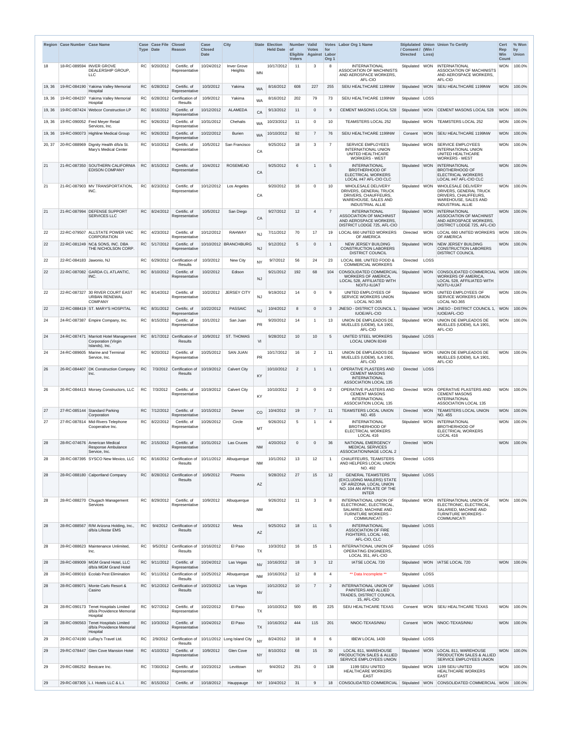| Region | Case Number | Case Name | Case Type | Case File Date | Closed Reason | Case Closed Date | City | State | Election Held Date | Number of Eligible Voters | Valid Votes Against | Votes for Labor Org 1 | Labor Org 1 Name | Stiplulated / Consent / Directed | Union (Win / Loss) | Union To Certify | Cert Rep Win Count | % Won by Union |
|---|---|---|---|---|---|---|---|---|---|---|---|---|---|---|---|---|---|---|
| 18 | 18-RC-089594 | INVER GROVE DEALERSHIP GROUP, LLC | RC | 9/20/2012 | Certific. of Representative | 10/24/2012 | Inver Grove Heights | MN | 10/17/2012 | 11 | 3 | 8 | INTERNATIONAL ASSOCIATION OF MACHINISTS AND AEROSPACE WORKERS, AFL-CIO | Stipulated | WON | INTERNATIONAL ASSOCIATION OF MACHINISTS AND AEROSPACE WORKERS, AFL-CIO | WON | 100.0% |
| 19, 36 | 19-RC-084190 | Yakima Valley Memorial Hospital | RC | 6/28/2012 | Certific. of Representative | 10/3/2012 | Yakima | WA | 8/16/2012 | 608 | 227 | 255 | SEIU HEALTHCARE 1199NW | Stipulated | WON | SEIU HEALTHCARE 1199NW | WON | 100.0% |
| 19, 36 | 19-RC-084237 | Yakima Valley Memorial Hospital | RC | 6/28/2012 | Certification of Results | 10/9/2012 | Yakima | WA | 8/16/2012 | 202 | 79 | 73 | SEIU HEALTHCARE 1199NW | Stipulated | LOSS | | | |
| 19, 36 | 19-RC-087424 | Webcor Construction LP | RC | 8/16/2012 | Certific. of Representative | 10/12/2012 | ALAMEDA | CA | 9/13/2012 | 11 | 0 | 9 | CEMENT MASONS LOCAL 528 | Stipulated | WON | CEMENT MASONS LOCAL 528 | WON | 100.0% |
| 19, 36 | 19-RC-090052 | Fred Meyer Retail Services, Inc. | RC | 9/26/2012 | Certific. of Representative | 10/31/2012 | Chehalis | WA | 10/23/2012 | 11 | 0 | 10 | TEAMSTERS LOCAL 252 | Stipulated | WON | TEAMSTERS LOCAL 252 | WON | 100.0% |
| 19, 36 | 19-RC-090073 | Highline Medical Group | RC | 9/26/2012 | Certific. of Representative | 10/22/2012 | Burien | WA | 10/10/2012 | 92 | 7 | 76 | SEIU HEALTHCARE 1199NW | Consent | WON | SEIU HEALTHCARE 1199NW | WON | 100.0% |
| 20, 37 | 20-RC-088969 | Dignity Health d/b/a St. Mary's Medical Center | RC | 9/10/2012 | Certific. of Representative | 10/5/2012 | San Francisco | CA | 9/25/2012 | 18 | 3 | 7 | SERVICE EMPLOYEES INTERNATIONAL UNION UNITED HEALTHCARE WORKERS - WEST | Stipulated | WON | SERVICE EMPLOYEES INTERNATIONAL UNION UNITED HEALTHCARE WORKERS - WEST | WON | 100.0% |
| 21 | 21-RC-087350 | SOUTHERN CALIFORNIA EDISON COMPANY | RC | 8/15/2012 | Certific. of Representative | 10/4/2012 | ROSEMEAD | CA | 9/25/2012 | 6 | 1 | 5 | INTERNATIONAL BROTHERHOOD OF ELECTRICAL WORKERS LOCAL #47 AFL-CIO CLC | Stipulated | WON | INTERNATIONAL BROTHERHOOD OF ELECTRICAL WORKERS LOCAL #47 AFL-CIO CLC | WON | 100.0% |
| 21 | 21-RC-087903 | MV TRANSPORTATION, INC. | RC | 8/23/2012 | Certific. of Representative | 10/12/2012 | Los Angeles | CA | 9/20/2012 | 16 | 0 | 10 | WHOLESALE DELIVERY DRIVERS, GENERAL TRUCK DRIVERS, CHAUFFEURS, WAREHOUSE, SALES AND INDUSTRIAL ALLIE | Stipulated | WON | WHOLESALE DELIVERY DRIVERS, GENERAL TRUCK DRIVERS, CHAUFFEURS, WAREHOUSE, SALES AND INDUSTRIAL ALLIE | WON | 100.0% |
| 21 | 21-RC-087994 | DEFENSE SUPPORT SERVICES LLC | RC | 8/24/2012 | Certific. of Representative | 10/5/2012 | San Diego | CA | 9/27/2012 | 12 | 4 | 7 | INTERNATIONAL ASSOCIATION OF MACHINIST AND AEROSPACE WORKERS, DISTRICT LODGE 725, AFL-CIO | Stipulated | WON | INTERNATIONAL ASSOCIATION OF MACHINIST AND AEROSPACE WORKERS, DISTRICT LODGE 725, AFL-CIO | WON | 100.0% |
| 22 | 22-RC-079507 | ALLSTATE POWER VAC CORPORATION | RC | 4/23/2012 | Certific. of Representative | 10/12/2012 | RAHWAY | NJ | 7/11/2012 | 70 | 17 | 19 | LOCAL 660 UNITED WORKERS OF AMERICA | Directed | WON | LOCAL 660 UNITED WORKERS OF AMERICA | WON | 100.0% |
| 22 | 22-RC-081249 | NC& SONS, INC. DBA THE NICHOLSON CORP. | RC | 5/17/2012 | Certific. of Representative | 10/10/2012 | BRANCHBURG | NJ | 9/12/2012 | 5 | 0 | 1 | NEW JERSEY BUILDING CONSTRUCTION LABORERS DISTRICT COUNCIL | Stipulated | WON | NEW JERSEY BUILDING CONSTRUCTION LABORERS DISTRICT COUNCIL | WON | 100.0% |
| 22 | 22-RC-084183 | Jawonio, NJ | RC | 6/29/2012 | Certification of Results | 10/3/2012 | New City | NY | 9/7/2012 | 56 | 24 | 23 | LOCAL 888, UNITED FOOD & COMMERCIAL WORKERS | Directed | LOSS | | | |
| 22 | 22-RC-087082 | GARDA CL ATLANTIC, INC. | RC | 8/10/2012 | Certific. of Representative | 10/2/2012 | Edison | NJ | 9/21/2012 | 192 | 68 | 104 | CONSOLIDATED COMMERCIAL WORKERS OF AMERICA, LOCAL 528, AFFILIATED WITH NOITU-IUJAT | Stipulated | WON | CONSOLIDATED COMMERCIAL WORKERS OF AMERICA, LOCAL 528, AFFILIATED WITH NOITU-IUJAT | WON | 100.0% |
| 22 | 22-RC-087327 | 30 RIVER COURT EAST URBAN RENEWAL COMPANY | RC | 8/14/2012 | Certific. of Representative | 10/2/2012 | JERSEY CITY | NJ | 9/19/2012 | 14 | 0 | 9 | UNITED EMPLOYEES OF SERVICE WORKERS UNION LOCAL NO.365 | Stipulated | WON | UNITED EMPLOYEES OF SERVICE WORKERS UNION LOCAL NO.365 | WON | 100.0% |
| 22 | 22-RC-088419 | ST. MARY'S HOSPITAL | RC | 8/31/2012 | Certific. of Representative | 10/22/2012 | PASSAIC | NJ | 10/4/2012 | 8 | 0 | 3 | JNESO - DISTRICT COUNCIL 1, IUOE/AFL-CIO | Stipulated | WON | JNESO - DISTRICT COUNCIL 1, IUOE/AFL-CIO | WON | 100.0% |
| 24 | 24-RC-087387 | Empire Company, Inc. | RC | 8/15/2012 | Certific. of Representative | 10/1/2012 | San Juan | PR | 9/20/2012 | 14 | 1 | 13 | UNION DE EMPLEADOS DE MUELLES (UDEM), ILA 1901, AFL-CIO | Stipulated | WON | UNION DE EMPLEADOS DE MUELLES (UDEM), ILA 1901, AFL-CIO | WON | 100.0% |
| 24 | 24-RC-087471 | Marriott Hotel Management Corporation (Virgin Islands), Inc. | RC | 8/17/2012 | Certification of Results | 10/9/2012 | ST. THOMAS | VI | 9/28/2012 | 10 | 10 | 5 | UNITED STEEL WORKERS LOCAL UNION 8249 | Stipulated | LOSS | | | |
| 24 | 24-RC-089605 | Marine and Terminal Service, Inc. | RC | 9/20/2012 | Certific. of Representative | 10/25/2012 | SAN JUAN | PR | 10/17/2012 | 16 | 2 | 11 | UNION DE EMPLEADOS DE MUELLES (UDEM), ILA 1901, AFL-CIO | Stipulated | WON | UNION DE EMPLEADOS DE MUELLES (UDEM), ILA 1901, AFL-CIO | WON | 100.0% |
| 26 | 26-RC-084407 | DK Construction Company Inc. | RC | 7/3/2012 | Certification of Results | 10/19/2012 | Calvert City | KY | 10/10/2012 | 2 | 1 | 1 | OPERATIVE PLASTERS AND CEMENT MASONS INTERNATIONAL ASSOCIATION LOCAL 135 | Directed | LOSS | | | |
| 26 | 26-RC-084413 | Morsey Constructors, LLC | RC | 7/3/2012 | Certific. of Representative | 10/19/2012 | Calvert City | KY | 10/10/2012 | 2 | 0 | 2 | OPERATIVE PLASTERS AND CEMENT MASONS INTERNATIONAL ASSOCIATION LOCAL 135 | Directed | WON | OPERATIVE PLASTERS AND CEMENT MASONS INTERNATIONAL ASSOCIATION LOCAL 135 | WON | 100.0% |
| 27 | 27-RC-085144 | Standard Parking Corporation | RC | 7/12/2012 | Certific. of Representative | 10/15/2012 | Denver | CO | 10/4/2012 | 19 | 7 | 11 | TEAMSTERS LOCAL UNION NO. 455 | Directed | WON | TEAMSTERS LOCAL UNION NO. 455 | WON | 100.0% |
| 27 | 27-RC-087814 | Mid-Rivers Telephone Cooperative Inc. | RC | 8/22/2012 | Certific. of Representative | 10/26/2012 | Circle | MT | 9/26/2012 | 5 | 1 | 4 | INTERNATIONAL BROTHERHOOD OF ELECTRICAL WORKERS LOCAL 416 | Stipulated | WON | INTERNATIONAL BROTHERHOOD OF ELECTRICAL WORKERS LOCAL 416 | WON | 100.0% |
| 28 | 28-RC-074676 | American Medical Response Ambulance Service, Inc. | RC | 2/15/2012 | Certific. of Representative | 10/31/2012 | Las Cruces | NM | 4/20/2012 | 0 | 0 | 36 | NATIONAL EMERGENCY MEDICAL SERVICES ASSOCIATION/NAGE LOCAL 2 | Directed | WON | | WON | 100.0% |
| 28 | 28-RC-087395 | SYSCO New Mexico, LLC | RC | 8/16/2012 | Certification of Results | 10/11/2012 | Albuquerque | NM | 10/1/2012 | 13 | 12 | 1 | CHAUFFEURS, TEAMSTERS AND HELPERS LOCAL UNION NO. 492 | Directed | LOSS | | | |
| 28 | 28-RC-088180 | Calportland Company | RC | 8/28/2012 | Certification of Results | 10/9/2012 | Phoenix | AZ | 9/28/2012 | 27 | 15 | 12 | GENERAL TEAMSTERS (EXCLUDING MAILERS) STATE OF ARIZONA, LOCAL UNION NO. 104 AN AFFILATE OF THE INTER | Stipulated | LOSS | | | |
| 28 | 28-RC-088270 | Chugach Management Services | RC | 8/29/2012 | Certific. of Representative | 10/9/2012 | Albuquerque | NM | 9/26/2012 | 11 | 3 | 8 | INTERNATIONAL UNION OF ELECTRONIC, ELECTRICAL, SALARIED, MACHINE AND FURNITURE WORKERS - COMMUNICATI | Stipulated | WON | INTERNATIONAL UNION OF ELECTRONIC, ELECTRICAL, SALARIED, MACHINE AND FURNITURE WORKERS - COMMUNICATI | WON | 100.0% |
| 28 | 28-RC-088567 | R/M Arizona Holding, Inc., d/b/a Lifestar EMS | RC | 9/4/2012 | Certification of Results | 10/3/2012 | Mesa | AZ | 9/25/2012 | 18 | 11 | 5 | INTERNATIONAL ASSOCIATION OF FIRE FIGHTERS, LOCAL I-60, AFL-CIO, CLC | Stipulated | LOSS | | | |
| 28 | 28-RC-088623 | Maintenance Unlimited, Inc. | RC | 9/5/2012 | Certification of Results | 10/16/2012 | El Paso | TX | 10/3/2012 | 16 | 15 | 1 | INTERNATIONAL UNION OF OPERATING ENGINEERS, LOCAL 351, AFL-CIO | Stipulated | LOSS | | | |
| 28 | 28-RC-089009 | MGM Grand Hotel, LLC d/b/a MGM Grand Hotel | RC | 9/11/2012 | Certific. of Representative | 10/24/2012 | Las Vegas | NV | 10/16/2012 | 18 | 3 | 12 | IATSE LOCAL 720 | Stipulated | WON | IATSE LOCAL 720 | WON | 100.0% |
| 28 | 28-RC-089010 | Ecolab Pest Elimination | RC | 9/11/2012 | Certification of Results | 10/25/2012 | Albuquerque | NM | 10/16/2012 | 12 | 8 | 4 | ** Data Incomplete ** | Stipulated | LOSS | | | |
| 28 | 28-RC-089071 | Monte Carlo Resort & Casino | RC | 9/12/2012 | Certification of Results | 10/23/2012 | Las Vegas | NV | 10/12/2012 | 10 | 7 | 2 | INTERNATIONAL UNION OF PAINTERS AND ALLIED TRADES, DISTRICT COUNCIL 15, AFL-CIO | Stipulated | LOSS | | | |
| 28 | 28-RC-090173 | Tenet Hospitals Limited d/b/a Providence Memorial Hospital | RC | 9/27/2012 | Certific. of Representative | 10/22/2012 | El Paso | TX | 10/10/2012 | 500 | 85 | 225 | SEIU HEALTHCARE TEXAS | Consent | WON | SEIU HEALTHCARE TEXAS | WON | 100.0% |
| 28 | 28-RC-090563 | Tenet Hospitals Limited d/b/a Providence Memorial Hospital | RC | 10/3/2012 | Certific. of Representative | 10/24/2012 | El Paso | TX | 10/16/2012 | 444 | 115 | 201 | NNOC-TEXAS/NNU | Consent | WON | NNOC-TEXAS/NNU | WON | 100.0% |
| 29 | 29-RC-074190 | LuRay's Travel Ltd. | RC | 2/9/2012 | Certification of Results | 10/11/2012 | Long Island City | NY | 8/24/2012 | 18 | 8 | 6 | IBEW LOCAL 1430 | Stipulated | LOSS | | | |
| 29 | 29-RC-078447 | Glen Cove Mansion Hotel | RC | 4/10/2012 | Certific. of Representative | 10/9/2012 | Glen Cove | NY | 8/10/2012 | 68 | 15 | 30 | LOCAL 811, WAREHOUSE PRODUCTION SALES & ALLIED SERVICE EMPLOYEES UNION | Stipulated | WON | LOCAL 811, WAREHOUSE PRODUCTION SALES & ALLIED SERVICE EMPLOYEES UNION | WON | 100.0% |
| 29 | 29-RC-086252 | Bestcare Inc. | RC | 7/30/2012 | Certific. of Representative | 10/23/2012 | Levittown | NY | 9/4/2012 | 251 | 0 | 138 | 1199 SEIU UNITED HEALTHCARE WORKERS EAST | Stipulated | WON | 1199 SEIU UNITED HEALTHCARE WORKERS EAST | WON | 100.0% |
| 29 | 29-RC-087305 | L.I. Hotels LLC & L.I. | RC | 8/15/2012 | Certific. of | 10/18/2012 | Hauppauge | NY | 10/4/2012 | 31 | 9 | 18 | CONSOLIDATED COMMERCIAL | Stipulated | WON | CONSOLIDATED COMMERCIAL | WON | 100.0% |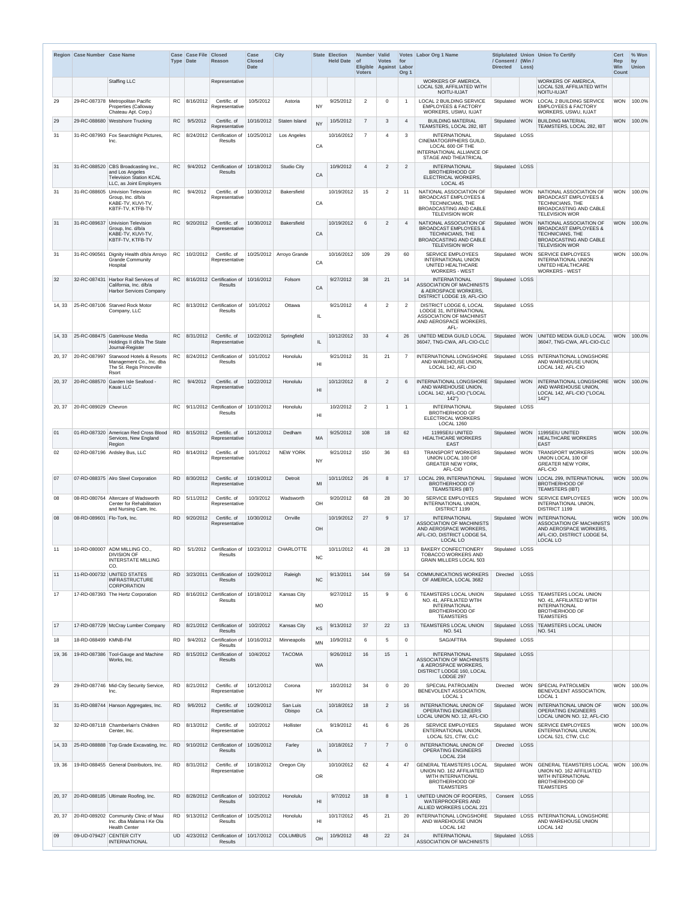| Region | Case Number | Case Name | Case Type | Case File Date | Closed Reason | Case Closed Date | City | State | Election Held Date | Number of Eligible Voters | Valid Votes Against | Votes for Labor Org 1 | Labor Org 1 Name | Stiplulated / Consent / Directed | Union (Win / Loss) | Union To Certify | Cert Rep Win Count | % Won by Union |
|---|---|---|---|---|---|---|---|---|---|---|---|---|---|---|---|---|---|---|
| | | Staffing LLC | | | Representative | | | | | | | | WORKERS OF AMERICA, LOCAL 528, AFFILIATED WITH NOITU-IUJAT | | | WORKERS OF AMERICA, LOCAL 528, AFFILIATED WITH NOITU-IUJAT | | |
| 29 | 29-RC-087378 | Metropolitan Pacific Properties (Calloway Chateau Apt. Corp.) | RC | 8/16/2012 | Certific. of Representative | 10/5/2012 | Astoria | NY | 9/25/2012 | 2 | 0 | 1 | LOCAL 2 BUILDING SERVICE EMPLOYEES & FACTORY WORKERS, USWU, IUJAT | Stipulated | WON | LOCAL 2 BUILDING SERVICE EMPLOYEES & FACTORY WORKERS, USWU, IUJAT | WON | 100.0% |
| 29 | 29-RC-088680 | Westshore Trucking | RC | 9/5/2012 | Certific. of Representative | 10/16/2012 | Staten Island | NY | 10/5/2012 | 7 | 3 | 4 | BUILDING MATERIAL TEAMSTERS, LOCAL 282, IBT | Stipulated | WON | BUILDING MATERIAL TEAMSTERS, LOCAL 282, IBT | WON | 100.0% |
| 31 | 31-RC-087993 | Fox Searchlight Pictures, Inc. | RC | 8/24/2012 | Certification of Results | 10/25/2012 | Los Angeles | CA | 10/16/2012 | 7 | 4 | 3 | INTERNATIONAL CINEMATOGRPHERS GUILD, LOCAL 600 OF THE INTERNATIONAL ALLIANCE OF STAGE AND THEATRICAL | Stipulated | LOSS | | | |
| 31 | 31-RC-088520 | CBS Broadcasting Inc., and Los Angeles Television Station KCAL LLC, as Joint Employers | RC | 9/4/2012 | Certification of Results | 10/18/2012 | Studio City | CA | 10/9/2012 | 4 | 2 | 2 | INTERNATIONAL BROTHERHOOD OF ELECTRICAL WORKERS, LOCAL 45 | Stipulated | LOSS | | | |
| 31 | 31-RC-088605 | Univision Television Group, Inc. d/b/a KABE-TV, KUVI-TV, KBTF-TV, KTFB-TV | RC | 9/4/2012 | Certific. of Representative | 10/30/2012 | Bakersfield | CA | 10/19/2012 | 15 | 2 | 11 | NATIONAL ASSOCIATION OF BROADCAST EMPLOYEES & TECHNICIANS, THE BROADCASTING AND CABLE TELEVISION WOR | Stipulated | WON | NATIONAL ASSOCIATION OF BROADCAST EMPLOYEES & TECHNICIANS, THE BROADCASTING AND CABLE TELEVISION WOR | WON | 100.0% |
| 31 | 31-RC-089637 | Univision Television Group, Inc. d/b/a KABE-TV, KUVI-TV, KBTF-TV, KTFB-TV | RC | 9/20/2012 | Certific. of Representative | 10/30/2012 | Bakersfield | CA | 10/19/2012 | 6 | 2 | 4 | NATIONAL ASSOCIATION OF BROADCAST EMPLOYEES & TECHNICIANS, THE BROADCASTING AND CABLE TELEVISION WOR | Stipulated | WON | NATIONAL ASSOCIATION OF BROADCAST EMPLOYEES & TECHNICIANS, THE BROADCASTING AND CABLE TELEVISION WOR | WON | 100.0% |
| 31 | 31-RC-090561 | Dignity Health d/b/a Arroyo Grande Community Hospital | RC | 10/2/2012 | Certific. of Representative | 10/25/2012 | Arroyo Grande | CA | 10/16/2012 | 109 | 29 | 60 | SERVICE EMPLOYEES INTERNATIONAL UNION UNITED HEALTHCARE WORKERS - WEST | Stipulated | WON | SERVICE EMPLOYEES INTERNATIONAL UNION UNITED HEALTHCARE WORKERS - WEST | WON | 100.0% |
| 32 | 32-RC-087431 | Harbor Rail Services of California, Inc. d/b/a Harbor Services Company | RC | 8/16/2012 | Certification of Results | 10/16/2012 | Folsom | CA | 9/27/2012 | 38 | 21 | 14 | INTERNATIONAL ASSOCIATION OF MACHINISTS & AEROSPACE WORKERS, DISTRICT LODGE 19, AFL-CIO | Stipulated | LOSS | | | |
| 14, 33 | 25-RC-087106 | Starved Rock Motor Company, LLC | RC | 8/13/2012 | Certification of Results | 10/1/2012 | Ottawa | IL | 9/21/2012 | 4 | 2 | 2 | DISTRICT LODGE 6, LOCAL LODGE 31, INTERNATIONAL ASSOCIATION OF MACHINIST AND AEROSPACE WORKERS, AFL- | Stipulated | LOSS | | | |
| 14, 33 | 25-RC-088475 | GateHouse Media Holdings II d/b/a The State Journal-Register | RC | 8/31/2012 | Certific. of Representative | 10/22/2012 | Springfield | IL | 10/12/2012 | 33 | 4 | 26 | UNITED MEDIA GUILD LOCAL 36047, TNG-CWA, AFL-CIO-CLC | Stipulated | WON | UNITED MEDIA GUILD LOCAL 36047, TNG-CWA, AFL-CIO-CLC | WON | 100.0% |
| 20, 37 | 20-RC-087997 | Starwood Hotels & Resorts Management Co., Inc. dba The St. Regis Princeville Rsort | RC | 8/24/2012 | Certification of Results | 10/1/2012 | Honolulu | HI | 9/21/2012 | 31 | 21 | 7 | INTERNATIONAL LONGSHORE AND WAREHOUSE UNION, LOCAL 142, AFL-CIO | Stipulated | LOSS | INTERNATIONAL LONGSHORE AND WAREHOUSE UNION, LOCAL 142, AFL-CIO | | |
| 20, 37 | 20-RC-088570 | Garden Isle Seafood - Kauai LLC | RC | 9/4/2012 | Certific. of Representative | 10/22/2012 | Honolulu | HI | 10/12/2012 | 8 | 2 | 6 | INTERNATIONAL LONGSHORE AND WAREHOUSE UNION, LOCAL 142, AFL-CIO ("LOCAL 142") | Stipulated | WON | INTERNATIONAL LONGSHORE AND WAREHOUSE UNION, LOCAL 142, AFL-CIO ("LOCAL 142") | WON | 100.0% |
| 20, 37 | 20-RC-089029 | Chevron | RC | 9/11/2012 | Certification of Results | 10/10/2012 | Honolulu | HI | 10/2/2012 | 2 | 1 | 1 | INTERNATIONAL BROTHERHOOD OF ELECTRICAL WORKERS LOCAL 1260 | Stipulated | LOSS | | | |
| 01 | 01-RD-087320 | American Red Cross Blood Services, New England Region | RD | 8/15/2012 | Certific. of Representative | 10/12/2012 | Dedham | MA | 9/25/2012 | 108 | 18 | 62 | 1199SEIU UNITED HEALTHCARE WORKERS EAST | Stipulated | WON | 1199SEIU UNITED HEALTHCARE WORKERS EAST | WON | 100.0% |
| 02 | 02-RD-087196 | Ardsley Bus, LLC | RD | 8/14/2012 | Certific. of Representative | 10/1/2012 | NEW YORK | NY | 9/21/2012 | 150 | 36 | 63 | TRANSPORT WORKERS UNION LOCAL 100 OF GREATER NEW YORK, AFL-CIO | Stipulated | WON | TRANSPORT WORKERS UNION LOCAL 100 OF GREATER NEW YORK, AFL-CIO | WON | 100.0% |
| 07 | 07-RD-088375 | Alro Steel Corporation | RD | 8/30/2012 | Certific. of Representative | 10/19/2012 | Detroit | MI | 10/11/2012 | 26 | 8 | 17 | LOCAL 299, INTERNATIONAL BROTHERHOOD OF TEAMSTERS (IBT) | Stipulated | WON | LOCAL 299, INTERNATIONAL BROTHERHOOD OF TEAMSTERS (IBT) | WON | 100.0% |
| 08 | 08-RD-080764 | Altercare of Wadsworth Center for Rehabilitation and Nursing Care, Inc. | RD | 5/11/2012 | Certific. of Representative | 10/3/2012 | Wadsworth | OH | 9/20/2012 | 68 | 28 | 30 | SERVICE EMPLOYEES INTERNATIONAL UNION, DISTRICT 1199 | Stipulated | WON | SERVICE EMPLOYEES INTERNATIONAL UNION, DISTRICT 1199 | WON | 100.0% |
| 08 | 08-RD-089601 | Flo-Tork, Inc. | RD | 9/20/2012 | Certific. of Representative | 10/30/2012 | Orrville | OH | 10/19/2012 | 27 | 9 | 17 | INTERNATIONAL ASSOCIATION OF MACHINISTS AND AEROSPACE WORKERS, AFL-CIO, DISTRICT LODGE 54, LOCAL LO | Stipulated | WON | INTERNATIONAL ASSOCIATION OF MACHINISTS AND AEROSPACE WORKERS, AFL-CIO, DISTRICT LODGE 54, LOCAL LO | WON | 100.0% |
| 11 | 10-RD-080007 | ADM MILLING CO., DIVISION OF INTERSTATE MILLING CO. | RD | 5/1/2012 | Certification of Results | 10/23/2012 | CHARLOTTE | NC | 10/11/2012 | 41 | 28 | 13 | BAKERY CONFECTIONERY TOBACCO WORKERS AND GRAIN MILLERS LOCAL 503 | Stipulated | LOSS | | | |
| 11 | 11-RD-000732 | UNITED STATES INFRASTRUCTURE CORPORATION | RD | 3/23/2011 | Certification of Results | 10/29/2012 | Raleigh | NC | 9/13/2011 | 144 | 59 | 54 | COMMUNICATIONS WORKERS OF AMERICA, LOCAL 3682 | Directed | LOSS | | | |
| 17 | 17-RD-087393 | The Hertz Corporation | RD | 8/16/2012 | Certification of Results | 10/18/2012 | Kansas City | MO | 9/27/2012 | 15 | 9 | 6 | TEAMSTERS LOCAL UNION NO. 41, AFFILIATED WTIH INTERNATIONAL BROTHERHOOD OF TEAMSTERS | Stipulated | LOSS | TEAMSTERS LOCAL UNION NO. 41, AFFILIATED WTIH INTERNATIONAL BROTHERHOOD OF TEAMSTERS | | |
| 17 | 17-RD-087729 | McCray Lumber Company | RD | 8/21/2012 | Certification of Results | 10/2/2012 | Kansas City | KS | 9/13/2012 | 37 | 22 | 13 | TEAMSTERS LOCAL UNION NO. 541 | Stipulated | LOSS | TEAMSTERS LOCAL UNION NO. 541 | | |
| 18 | 18-RD-088499 | KMNB-FM | RD | 9/4/2012 | Certification of Results | 10/16/2012 | Minneapolis | MN | 10/9/2012 | 6 | 5 | 0 | SAG/AFTRA | Stipulated | LOSS | | | |
| 19, 36 | 19-RD-087386 | Tool-Gauge and Machine Works, Inc. | RD | 8/15/2012 | Certification of Results | 10/4/2012 | TACOMA | WA | 9/26/2012 | 16 | 15 | 1 | INTERNATIONAL ASSOCIATION OF MACHINISTS & AEROSPACE WORKERS, DISTRICT LODGE 160, LOCAL LODGE 297 | Stipulated | LOSS | | | |
| 29 | 29-RD-087746 | Mid-City Security Service, Inc. | RD | 8/21/2012 | Certific. of Representative | 10/12/2012 | Corona | NY | 10/2/2012 | 34 | 0 | 20 | SPECIAL PATROLMEN BENEVOLENT ASSOCIATION, LOCAL 1 | Directed | WON | SPECIAL PATROLMEN BENEVOLENT ASSOCIATION, LOCAL 1 | WON | 100.0% |
| 31 | 31-RD-088744 | Hanson Aggregates, Inc. | RD | 9/6/2012 | Certific. of Representative | 10/29/2012 | San Luis Obispo | CA | 10/18/2012 | 18 | 2 | 16 | INTERNATIONAL UNION OF OPERATING ENGINEERS LOCAL UNION NO. 12, AFL-CIO | Stipulated | WON | INTERNATIONAL UNION OF OPERATING ENGINEERS LOCAL UNION NO. 12, AFL-CIO | WON | 100.0% |
| 32 | 32-RD-087118 | Chamberlain's Children Center, Inc. | RD | 8/13/2012 | Certific. of Representative | 10/2/2012 | Hollister | CA | 9/19/2012 | 41 | 6 | 26 | SERVICE EMPLOYEES ENTERNATIONAL UNION, LOCAL 521, CTW, CLC | Stipulated | WON | SERVICE EMPLOYEES ENTERNATIONAL UNION, LOCAL 521, CTW, CLC | WON | 100.0% |
| 14, 33 | 25-RD-088888 | Top Grade Excavating, Inc. | RD | 9/10/2012 | Certification of Results | 10/26/2012 | Farley | IA | 10/18/2012 | 7 | 7 | 0 | INTERNATIONAL UNION OF OPERATING ENGINEERS LOCAL 234 | Directed | LOSS | | | |
| 19, 36 | 19-RD-088455 | General Distributors, Inc. | RD | 8/31/2012 | Certific. of Representative | 10/18/2012 | Oregon City | OR | 10/10/2012 | 62 | 4 | 47 | GENERAL TEAMSTERS LOCAL UNION NO. 162 AFFILIATED WITH INTERNATIONAL BROTHERHOOD OF TEAMSTERS | Stipulated | WON | GENERAL TEAMSTERS LOCAL UNION NO. 162 AFFILIATED WITH INTERNATIONAL BROTHERHOOD OF TEAMSTERS | WON | 100.0% |
| 20, 37 | 20-RD-088185 | Ultimate Roofing, Inc. | RD | 8/28/2012 | Certification of Results | 10/2/2012 | Honolulu | HI | 9/7/2012 | 18 | 8 | 1 | UNITED UNION OF ROOFERS, WATERPROOFERS AND ALLIED WORKERS LOCAL 221 | Consent | LOSS | | | |
| 20, 37 | 20-RD-089202 | Community Clinic of Maui Inc. dba Malama I Ke Ola Health Center | RD | 9/13/2012 | Certification of Results | 10/25/2012 | Honolulu | HI | 10/17/2012 | 45 | 21 | 20 | INTERNATIONAL LONGSHORE AND WAREHOUSE UNION LOCAL 142 | Stipulated | LOSS | INTERNATIONAL LONGSHORE AND WAREHOUSE UNION LOCAL 142 | | |
| 09 | 09-UD-079427 | CENTER CITY INTERNATIONAL | UD | 4/23/2012 | Certification of Results | 10/17/2012 | COLUMBUS | OH | 10/9/2012 | 48 | 22 | 24 | INTERNATIONAL ASSOCIATION OF MACHINISTS | Stipulated | LOSS | | | |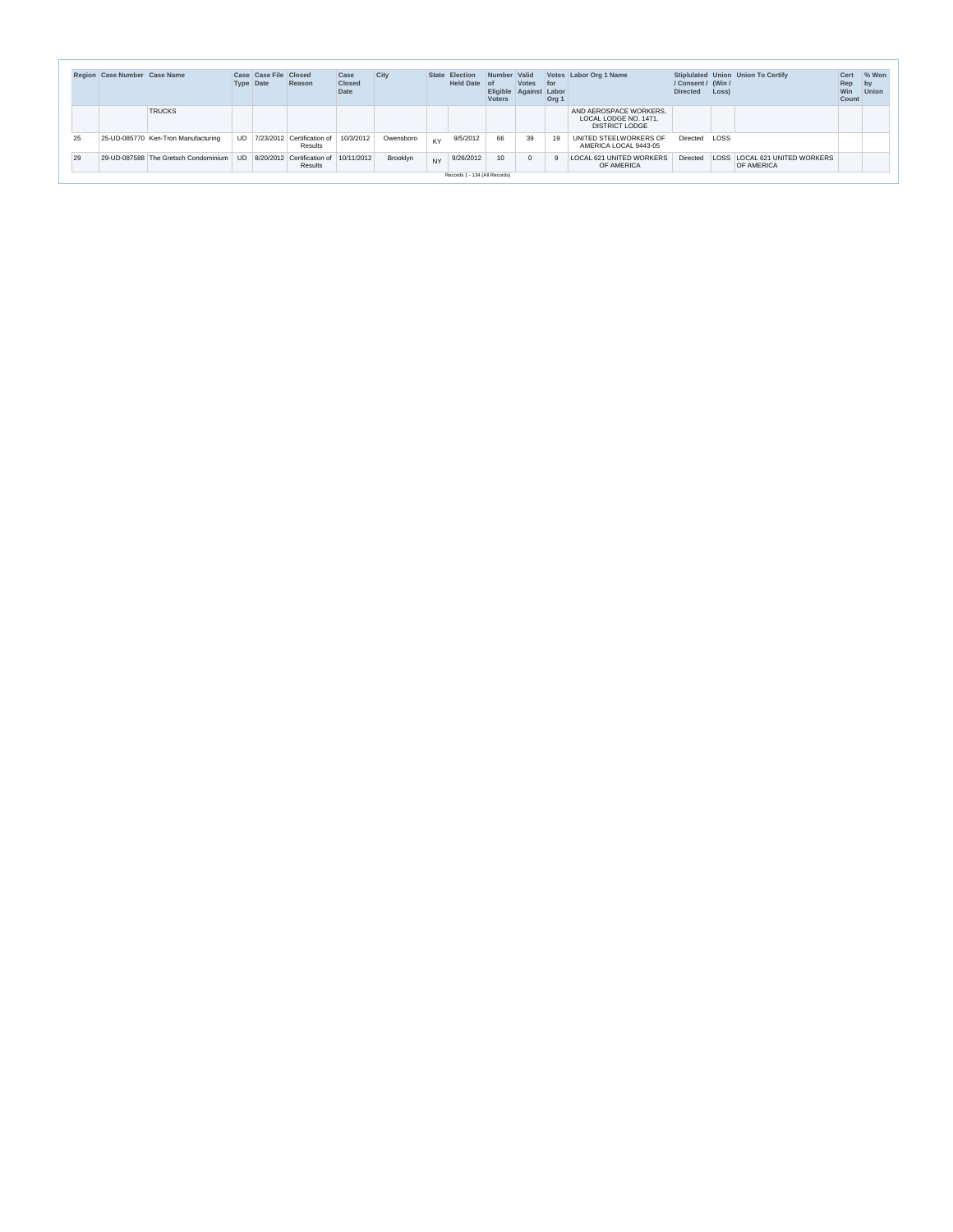| Region | Case Number | Case Name | Case Type | Case File Date | Closed Reason | Case Closed Date | City | State | Election Held Date | Number of Eligible Voters | Valid Votes Against | Votes for Labor Org 1 | Labor Org 1 Name | Stiplulated / Consent / Directed | Union (Win / Loss) | Union To Certify | Cert Rep Win Count | % Won by Union |
|---|---|---|---|---|---|---|---|---|---|---|---|---|---|---|---|---|---|---|
| | | TRUCKS | | | | | | | | | | | AND AEROSPACE WORKERS, LOCAL LODGE NO. 1471, DISTRICT LODGE | | | | | |
| 25 | 25-UD-085770 | Ken-Tron Manufacturing | UD | 7/23/2012 | Certification of Results | 10/3/2012 | Owensboro | KY | 9/5/2012 | 66 | 39 | 19 | UNITED STEELWORKERS OF AMERICA LOCAL 9443-05 | Directed | LOSS | | | |
| 29 | 29-UD-087588 | The Gretsch Condominium | UD | 8/20/2012 | Certification of Results | 10/11/2012 | Brooklyn | NY | 9/26/2012 | 10 | 0 | 9 | LOCAL 621 UNITED WORKERS OF AMERICA | Directed | LOSS | LOCAL 621 UNITED WORKERS OF AMERICA | | |

Records 1 - 134 (All Records)